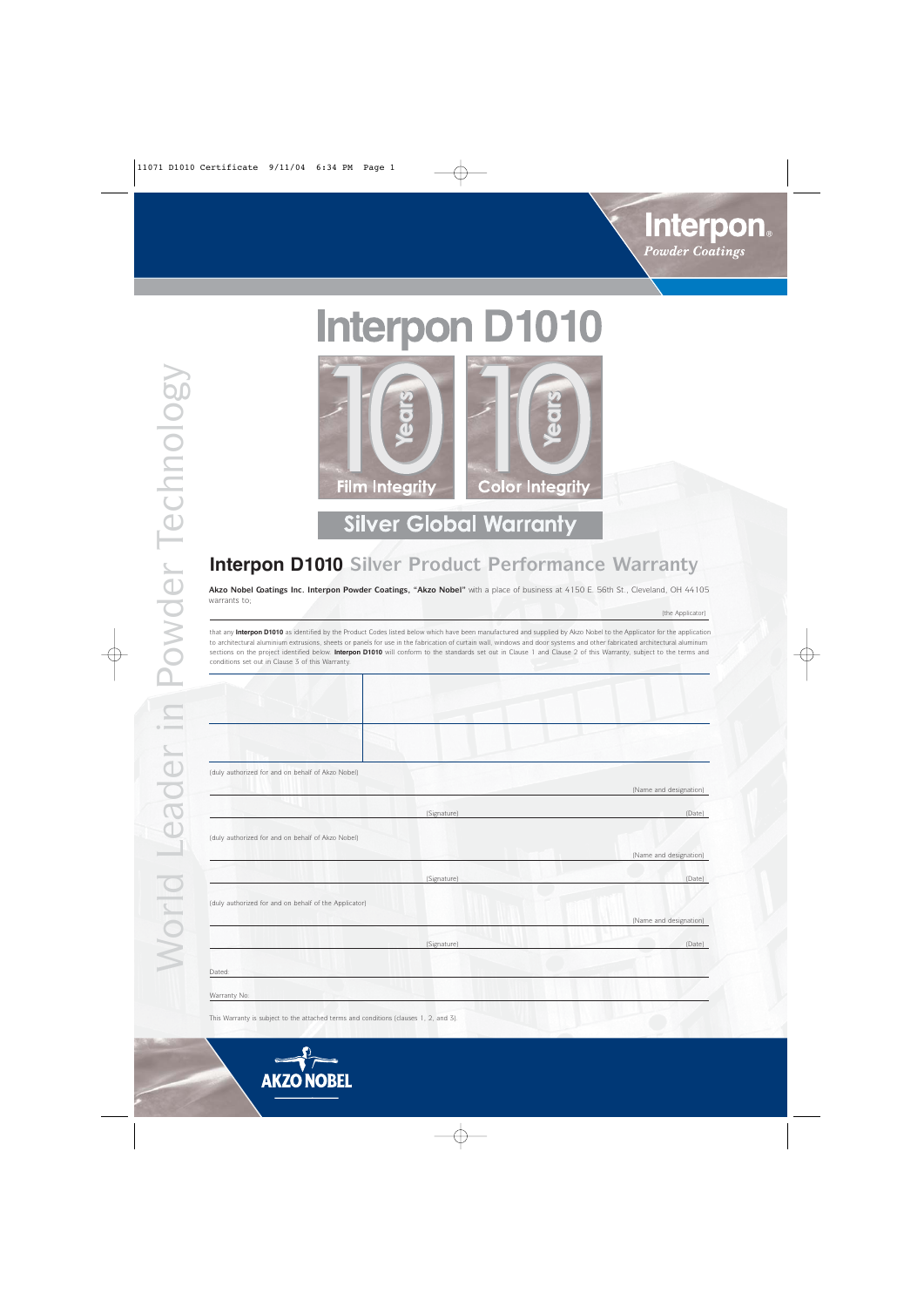Interpon
*Powder Coatings*

# Interpon D1010

10 Years Film Integrity

10 Years Color Integrity

Silver Global Warranty

World Leader in Powder Technology

## Interpon D1010 Silver Product Performance Warranty

**Akzo Nobel Coatings Inc. Interpon Powder Coatings, "Akzo Nobel"** with a place of business at 4150 E. 56th St., Cleveland, OH 44105 warrants to;

(the Applicator)

that any **Interpon D1010** as identified by the Product Codes listed below which have been manufactured and supplied by Akzo Nobel to the Applicator for the application to architectural aluminium extrusions, sheets or panels for use in the fabrication of curtain wall, windows and door systems and other fabricated architectural aluminum sections on the project identified below. **Interpon D1010** will conform to the standards set out in Clause 1 and Clause 2 of this Warranty, subject to the terms and conditions set out in Clause 3 of this Warranty.

| | |
|---|---|
| | |
| | |

(duly authorized for and on behalf of Akzo Nobel)

(Name and designation)

(Signature) (Date)

(duly authorized for and on behalf of Akzo Nobel)

(Name and designation)

(Signature) (Date)

(duly authorized for and on behalf of the Applicator)

(Name and designation)

(Signature) (Date)

Dated:

Warranty No:

This Warranty is subject to the attached terms and conditions (clauses 1, 2, and 3).

AKZO NOBEL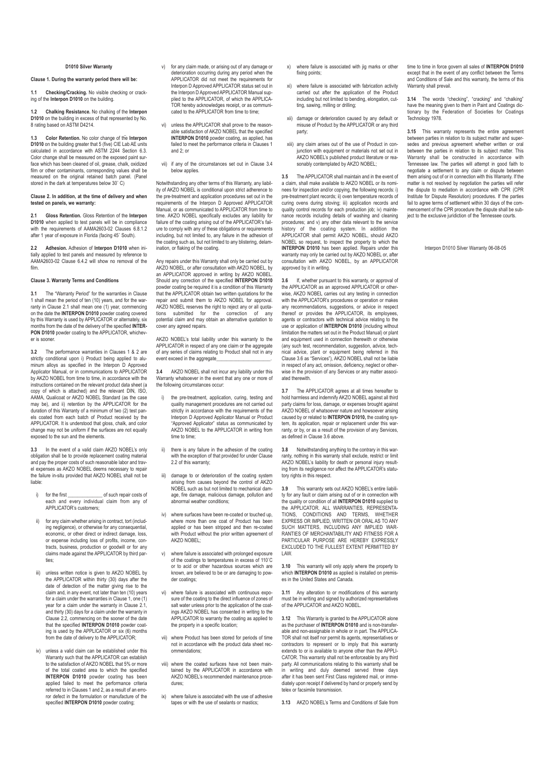# D1010 Silver Warranty

## Clause 1. During the warranty period there will be:

**1.1 Checking/Cracking.** No visible checking or cracking of the **Interpon D1010** on the building.

**1.2 Chalking Resistance.** No chalking of the **Interpon D1010** on the building in excess of that represented by No. 8 rating based on ASTM D4214.

**1.3 Color Retention.** No color change of the **Interpon D1010** on the building greater that 5 (five) CIE Lab AE units calculated in accordance with ASTM 2244 Section 6.3. Color change shall be measured on the exposed paint surface which has been cleaned of oil, grease, chalk, oxidized film or other contaminants, corresponding values shall be measured on the original retained batch panel. (Panel stored in the dark at temperatures below 30˚ C)

## Clause 2. In addition, at the time of delivery and when tested on panels, we warranty:

**2.1 Gloss Retention.** Gloss Retention of the **Interpon D1010** when applied to test panels will be in compliance with the requirements of AAMA2603-02 Clauses 6.8.1.2 after 1 year of exposure in Florida (facing 45˚ South).

**2.2 Adhesion.** Adhesion of **Interpon D1010** when initially applied to test panels and measured by reference to AAMA2603-02 Clause 6.4.2 will show no removal of the film.

## Clause 3. Warranty Terms and Conditions

**3.1** The "Warranty Period" for the warranties in Clause 1 shall mean the period of ten (10) years, and for the warranty in Clause 2.1 shall mean one (1) year, commencing on the date the **INTERPON D1010** powder coating covered by this Warranty is used by APPLICATOR or alternately, six months from the date of the delivery of the specified **INTERPON D1010** powder coating to the APPLICATOR, whichever is sooner.

**3.2** The performance warranties in Clauses 1 & 2 are strictly conditional upon i) Product being applied to aluminum alloys as specified in the Interpon D Approved Applicator Manual, or in communications to APPLICATOR by AKZO NOBEL from time to time, in accordance with the instructions contained on the relevant product data sheet (a copy of which is attached) and the relevant DIN, ISO, AAMA, Qualicoat or AKZO NOBEL Standard (as the case may be), and ii) retention by the APPLICATOR for the duration of this Warranty of a minimum of two (2) test panels coated from each batch of Product received by the APPLICATOR. It is understood that gloss, chalk, and color change may not be uniform if the surfaces are not equally exposed to the sun and the elements.

**3.3** In the event of a valid claim AKZO NOBEL's only obligation shall be to provide replacement coating material and pay the proper costs of such reasonable labor and travel expenses as AKZO NOBEL deems necessary to repair the failure in-situ provided that AKZO NOBEL shall not be liable:

i) for the first ______________ of such repair costs of each and every individual claim from any of APPLICATOR's customers;

ii) for any claim whether arising in contract, tort (including negligence), or otherwise for any consequential, economic, or other direct or indirect damage, loss, or expense including loss of profits, income, contracts, business, production or goodwill or for any claims made against the APPLICATOR by third parties;

iii) unless written notice is given to AKZO NOBEL by the APPLICATOR within thirty (30) days after the date of detection of the matter giving rise to the claim and, in any event, not later than ten (10) years for a claim under the warranties in Clause 1, one (1) year for a claim under the warranty in Clause 2.1, and thirty (30) days for a claim under the warranty in Clause 2.2, commencing on the sooner of the date that the specified **INTERPON D1010** powder coating is used by the APPLICATOR or six (6) months from the date of delivery to the APPLICATOR;

iv) unless a valid claim can be established under this Warranty such that the APPLICATOR can establish to the satisfaction of AKZO NOBEL that 5% or more of the total coated area to which the specified **INTERPON D1010** powder coating has been applied failed to meet the performance criteria referred to in Clauses 1 and 2, as a result of an error or defect in the formulation or manufacture of the specified **INTERPON D1010** powder coating;

v) for any claim made, or arising out of any damage or deterioration occurring during any period when the APPLICATOR did not meet the requirements for Interpon D Approved APPLICATOR status set out in the Interpon D Approved APPLICATOR Manual supplied to the APPLICATOR, of which the APPLICATOR hereby acknowledges receipt, or as communicated to the APPLICATOR from time to time;

vi) unless the APPLICATOR shall prove to the reasonable satisfaction of AKZO NOBEL that the specified **INTERPON D1010** powder coating, as applied, has failed to meet the performance criteria in Clauses 1 and 2; or

vii) if any of the circumstances set out in Clause 3.4 below applies.

Notwithstanding any other terms of this Warranty, any liability of AKZO NOBEL is conditional upon strict adherence to the pre-treatment and application procedures set out in the requirements of the Interpon D Approved APPLICATOR Manual, or as communicated to APPLICATOR from time to time. AKZO NOBEL specifically excludes any liability for failure of the coating arising out of the APPLICATOR's failure to comply with any of these obligations or requirements including, but not limited to, any failure in the adhesion of the coating such as, but not limited to any blistering, delamination, or flaking of the coating.

Any repairs under this Warranty shall only be carried out by AKZO NOBEL, or after consultation with AKZO NOBEL, by an APPLICATOR approved in writing by AKZO NOBEL. Should any correction of the specified **INTERPON D1010** powder coating be required it is a condition of this Warranty that the APPLICATOR obtain two written quotations for the repair and submit them to AKZO NOBEL for approval. AKZO NOBEL reserves the right to reject any or all quotations submitted for the correction of any potential claim and may obtain an alternative quotation to cover any agreed repairs.

AKZO NOBEL's total liability under this warranty to the APPLICATOR in respect of any one claim or the aggregate of any series of claims relating to Product shall not in any event exceed in the aggregate______________________.

**3.4** AKZO NOBEL shall not incur any liability under this Warranty whatsoever in the event that any one or more of the following circumstances occur:

i) the pre-treatment, application, curing, testing and quality management procedures are not carried out strictly in accordance with the requirements of the Interpon D Approved Applicator Manual or Product "Approved Applicator" status as communicated by AKZO NOBEL to the APPLICATOR in writing from time to time;

ii) there is any failure in the adhesion of the coating with the exception of that provided for under Clause 2.2 of this warranty;

iii) damage to or deterioration of the coating system arising from causes beyond the control of AKZO NOBEL such as but not limited to mechanical damage, fire damage, malicious damage, pollution and abnormal weather conditions;

iv) where surfaces have been re-coated or touched up, where more than one coat of Product has been applied or has been stripped and then re-coated with Product without the prior written agreement of AKZO NOBEL;

v) where failure is associated with prolonged exposure of the coatings to temperatures in excess of 110˚C or to acid or other hazardous sources which are known, are believed to be or are damaging to powder coatings;

vi) where failure is associated with continuous exposure of the coating to the direct influence of zones of salt water unless prior to the application of the coatings AKZO NOBEL has consented in writing to the APPLICATOR to warranty the coating as applied to the property in a specific location;

vii) where Product has been stored for periods of time not in accordance with the product data sheet recommendations;

viii) where the coated surfaces have not been maintained by the APPLICATOR in accordance with AKZO NOBEL's recommended maintenance procedures;

ix) where failure is associated with the use of adhesive tapes or with the use of sealants or mastics;

x) where failure is associated with jig marks or other fixing points;

xi) where failure is associated with fabrication activity carried out after the application of the Product including but not limited to bending, elongation, cutting, sawing, milling or drilling;

xii) damage or deterioration caused by any default or misuse of Product by the APPLICATOR or any third party;

xiii) any claim arises out of the use of Product in conjunction with equipment or materials not set out in AKZO NOBEL's published product literature or reasonably contemplated by AKZO NOBEL;

**3.5** The APPLICATOR shall maintain and in the event of a claim, shall make available to AKZO NOBEL or its nominees for inspection and/or copying, the following records: i) pre-treatment plant records; ii) oven temperature records of curing ovens during stoving; iii) application records and quality control records for each production job; iv) maintenance records including details of washing and cleaning procedures; and v) any other data relevant to the service history of the coating system. In addition the APPLICATOR shall permit AKZO NOBEL, should AKZO NOBEL so request, to inspect the property to which the **INTERPON D1010** has been applied. Repairs under this warranty may only be carried out by AKZO NOBEL or, after consultation with AKZO NOBEL, by an APPLICATOR approved by it in writing.

**3.6** If, whether pursuant to this warranty, or approval of the APPLICATOR as an approved APPLICATOR or otherwise, AKZO NOBEL carries out any testing in connection with the APPLICATOR's procedures or operation or makes any recommendations, suggestions, or advice in respect thereof or provides the APPLICATOR, its employees, agents or contractors with technical advice relating to the use or application of **INTERPON D1010** (including without limitation the matters set out in the Product Manual) or plant and equipment used in connection therewith or otherwise (any such test, recommendation, suggestion, advice, technical advice, plant or equipment being referred in this Clause 3.6 as "Services"), AKZO NOBEL shall not be liable in respect of any act, omission, deficiency, neglect or otherwise in the provision of any Services or any matter associated therewith.

**3.7** The APPLICATOR agrees at all times hereafter to hold harmless and indemnify AKZO NOBEL against all third party claims for loss, damage, or expenses brought against AKZO NOBEL of whatsoever nature and howsoever arising caused by or related to **INTERPON D1010,** the coating system, its application, repair or replacement under this warranty, or by, or as a result of the provision of any Services, as defined in Clause 3.6 above.

**3.8** Notwithstanding anything to the contrary in this warranty, nothing in this warranty shall exclude, restrict or limit AKZO NOBEL's liability for death or personal injury resulting from its negligence nor affect the APPLICATOR's statutory rights in this respect.

**3.9** This warranty sets out AKZO NOBEL's entire liability for any fault or claim arising out of or in connection with the quality or condition of all **INTERPON D1010** supplied to the APPLICATOR. ALL WARRANTIES, REPRESENTATIONS, CONDITIONS AND TERMS, WHETHER EXPRESS OR IMPLIED, WRITTEN OR ORAL AS TO ANY SUCH MATTERS, INCLUDING ANY IMPLIED WARRANTIES OF MERCHANTABILITY AND FITNESS FOR A PARTICULAR PURPOSE ARE HEREBY EXPRESSLY EXCLUDED TO THE FULLEST EXTENT PERMITTED BY LAW.

**3.10** This warranty will only apply where the property to which **INTERPON D1010** as applied is installed on premises in the United States and Canada.

**3.11** Any alteration to or modifications of this warranty must be in writing and signed by authorized representatives of the APPLICATOR and AKZO NOBEL.

**3.12** This Warranty is granted to the APPLICATOR alone as the purchaser of **INTERPON D1010** and is non-transferable and non-assignable in whole or in part. The APPLICATOR shall not itself nor permit its agents, representatives or contractors to represent or to imply that this warranty extends to or is available to anyone other than the APPLICATOR. This warranty shall not be enforceable by any third party. All communications relating to this warranty shall be in writing and duly deemed served three days after it has been sent First Class registered mail, or immediately upon receipt if delivered by hand or properly send by telex or facsimile transmission.

**3.13** AKZO NOBEL's Terms and Conditions of Sale from time to time in force govern all sales of **INTERPON D1010** except that in the event of any conflict between the Terms and Conditions of Sale and this warranty, the terms of this Warranty shall prevail.

**3.14** The words "checking", "cracking" and "chalking" have the meaning given to them in Paint and Coatings dictionary by the Federation of Societies for Coatings Technology 1978.

**3.15** This warranty represents the entire agreement between parties in relation to its subject matter and supersedes and previous agreement whether written or oral between the parties in relation to its subject matter. This Warranty shall be constructed in accordance with Tennessee law. The parties will attempt in good faith to negotiate a settlement to any claim or dispute between them arising out of or in connection with this Warranty. If the matter is not resolved by negotiation the parties will refer the dispute to mediation in accordance with CPR (CPR Institute for Dispute Resolution) procedures. If the parties fail to agree terms of settlement within 30 days of the commencement of the CPR procedure the dispute shall be subject to the exclusive juridiction of the Tennessee courts.

Interpon D1010 Silver Warranty 06-08-05